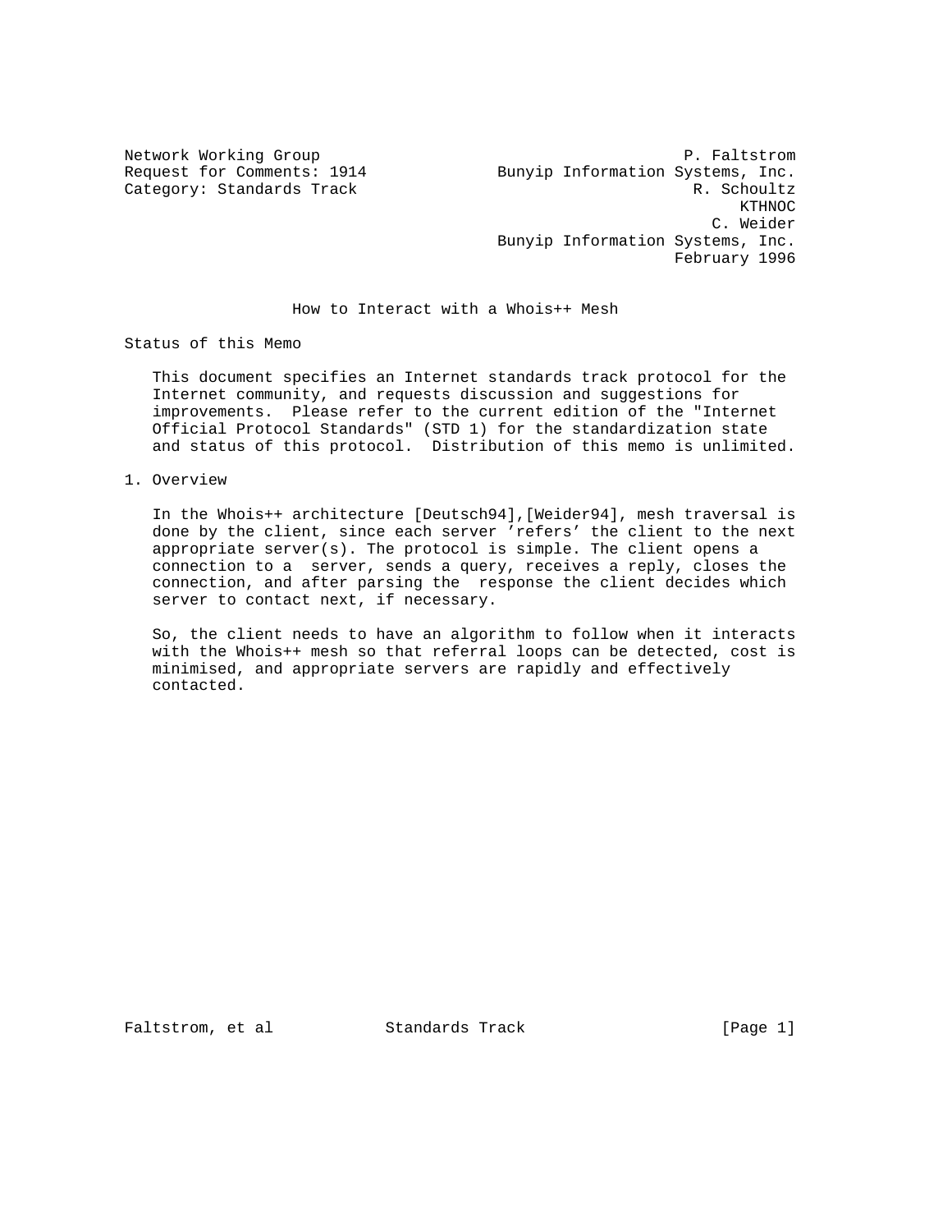Network Working Group P. Faltstrom
Request for Comments: 1914 Bunyip Information Systems, Inc.
Category: Standards Track R. Schoultz
KTHNOC
C. Weider
Bunyip Information Systems, Inc.
February 1996

# How to Interact with a Whois++ Mesh

## Status of this Memo

This document specifies an Internet standards track protocol for the Internet community, and requests discussion and suggestions for improvements. Please refer to the current edition of the "Internet Official Protocol Standards" (STD 1) for the standardization state and status of this protocol. Distribution of this memo is unlimited.

## 1. Overview

In the Whois++ architecture [Deutsch94],[Weider94], mesh traversal is done by the client, since each server 'refers' the client to the next appropriate server(s). The protocol is simple. The client opens a connection to a server, sends a query, receives a reply, closes the connection, and after parsing the response the client decides which server to contact next, if necessary.

So, the client needs to have an algorithm to follow when it interacts with the Whois++ mesh so that referral loops can be detected, cost is minimised, and appropriate servers are rapidly and effectively contacted.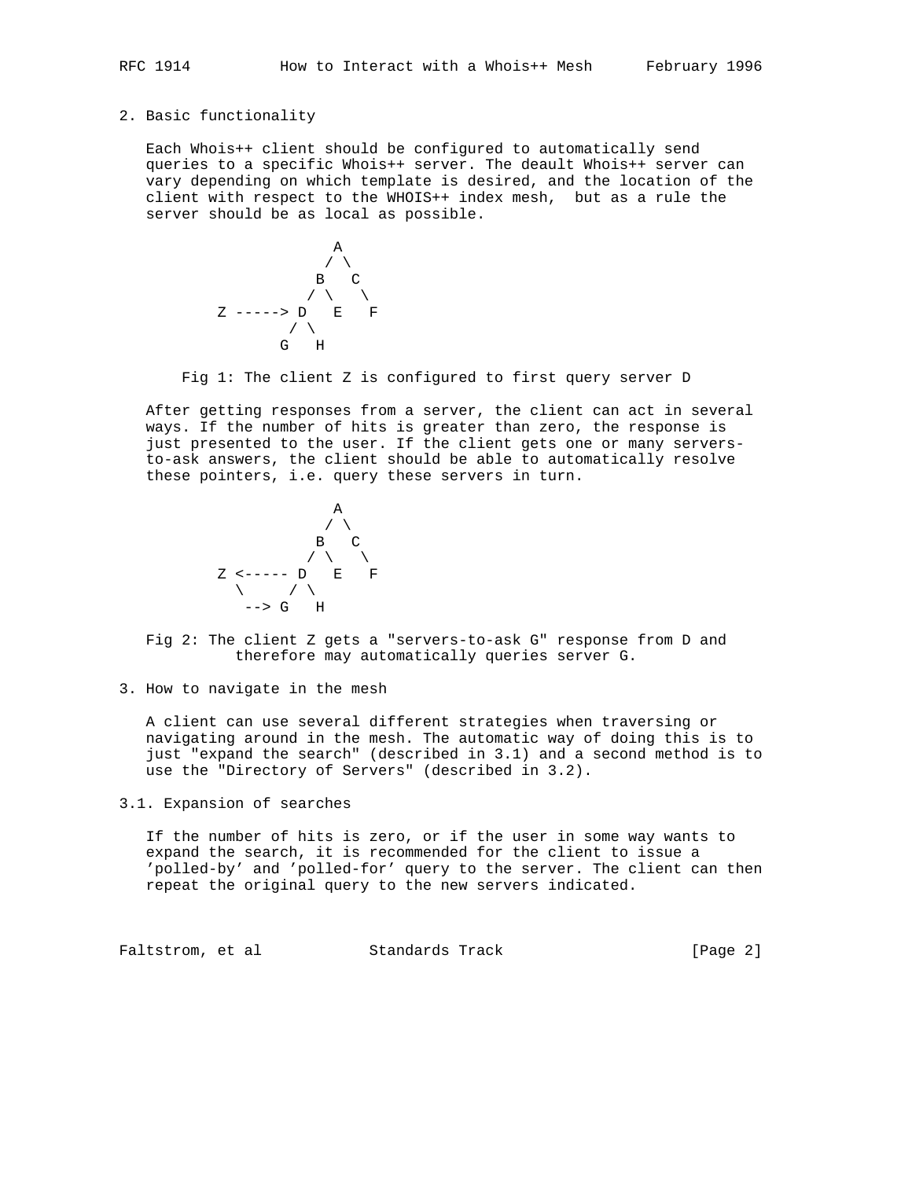## 2. Basic functionality

Each Whois++ client should be configured to automatically send queries to a specific Whois++ server. The deault Whois++ server can vary depending on which template is desired, and the location of the client with respect to the WHOIS++ index mesh, but as a rule the server should be as local as possible.

```
                 A
                / \
               B   C
              / \   \
      Z -----> D   E   F
              / \
             G   H
```

Fig 1: The client Z is configured to first query server D

After getting responses from a server, the client can act in several ways. If the number of hits is greater than zero, the response is just presented to the user. If the client gets one or many servers-to-ask answers, the client should be able to automatically resolve these pointers, i.e. query these servers in turn.

```
                 A
                / \
               B   C
              / \   \
      Z <----- D   E   F
        \     / \
         --> G   H
```

Fig 2: The client Z gets a "servers-to-ask G" response from D and therefore may automatically queries server G.

## 3. How to navigate in the mesh

A client can use several different strategies when traversing or navigating around in the mesh. The automatic way of doing this is to just "expand the search" (described in 3.1) and a second method is to use the "Directory of Servers" (described in 3.2).

### 3.1. Expansion of searches

If the number of hits is zero, or if the user in some way wants to expand the search, it is recommended for the client to issue a 'polled-by' and 'polled-for' query to the server. The client can then repeat the original query to the new servers indicated.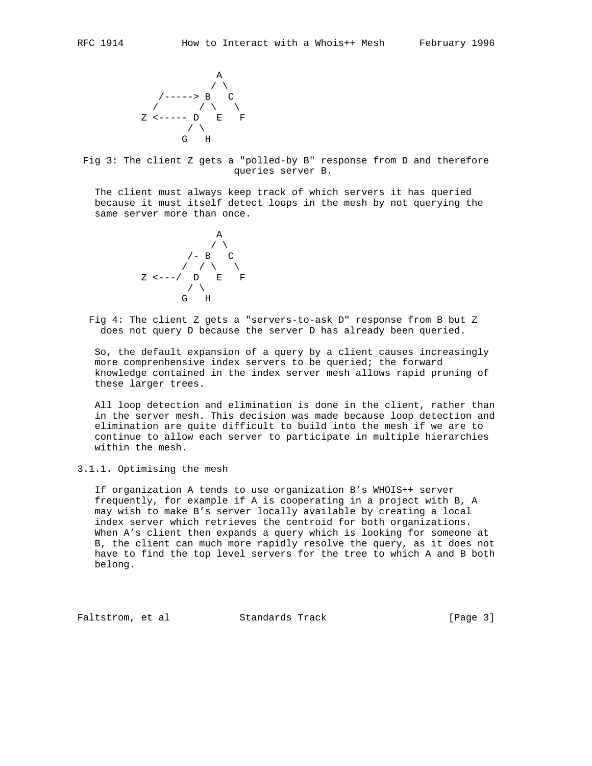```
                    A
                   / \
          /-----> B   C
         /       / \   \
       Z <----- D   E   F
               / \
              G   H
```

Fig 3: The client Z gets a "polled-by B" response from D and therefore queries server B.

The client must always keep track of which servers it has queried because it must itself detect loops in the mesh by not querying the same server more than once.

```
                    A
                   / \
               /- B   C
              /  / \   \
       Z <---/  D   E   F
               / \
              G   H
```

Fig 4: The client Z gets a "servers-to-ask D" response from B but Z does not query D because the server D has already been queried.

So, the default expansion of a query by a client causes increasingly more comprenhensive index servers to be queried; the forward knowledge contained in the index server mesh allows rapid pruning of these larger trees.

All loop detection and elimination is done in the client, rather than in the server mesh. This decision was made because loop detection and elimination are quite difficult to build into the mesh if we are to continue to allow each server to participate in multiple hierarchies within the mesh.

### 3.1.1. Optimising the mesh

If organization A tends to use organization B's WHOIS++ server frequently, for example if A is cooperating in a project with B, A may wish to make B's server locally available by creating a local index server which retrieves the centroid for both organizations. When A's client then expands a query which is looking for someone at B, the client can much more rapidly resolve the query, as it does not have to find the top level servers for the tree to which A and B both belong.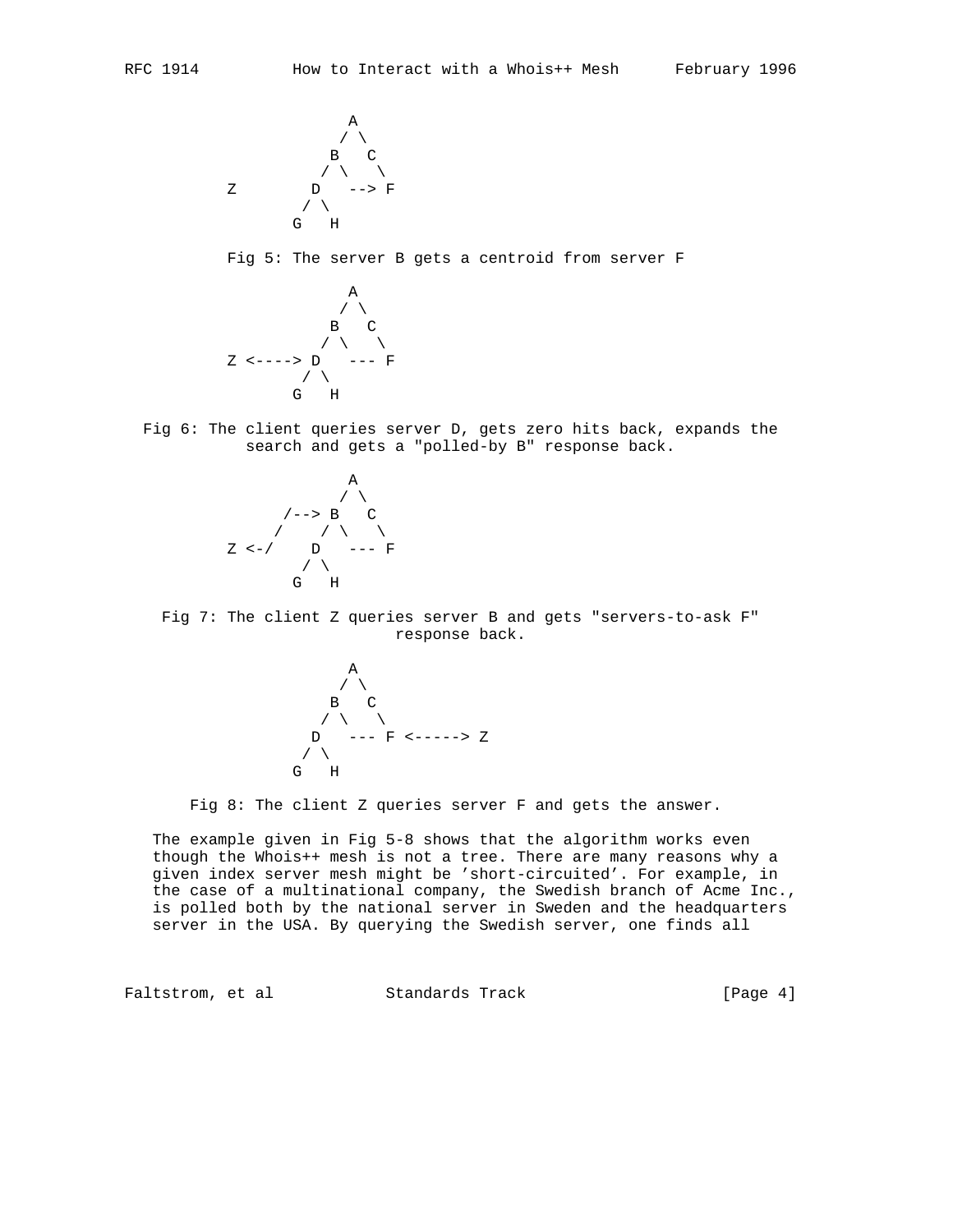```
                  A
                 / \
                B   C
               / \   \
     Z        D   --> F
             / \
            G   H
```

Fig 5: The server B gets a centroid from server F

```
                  A
                 / \
                B   C
               / \   \
     Z <----> D   --- F
             / \
            G   H
```

Fig 6: The client queries server D, gets zero hits back, expands the search and gets a "polled-by B" response back.

```
                  A
                 / \
           /--> B   C
          /    / \   \
     Z <-/    D   --- F
             / \
            G   H
```

Fig 7: The client Z queries server B and gets "servers-to-ask F" response back.

```
                  A
                 / \
                B   C
               / \   \
              D   --- F <-----> Z
             / \
            G   H
```

Fig 8: The client Z queries server F and gets the answer.

The example given in Fig 5-8 shows that the algorithm works even though the Whois++ mesh is not a tree. There are many reasons why a given index server mesh might be 'short-circuited'. For example, in the case of a multinational company, the Swedish branch of Acme Inc., is polled both by the national server in Sweden and the headquarters server in the USA. By querying the Swedish server, one finds all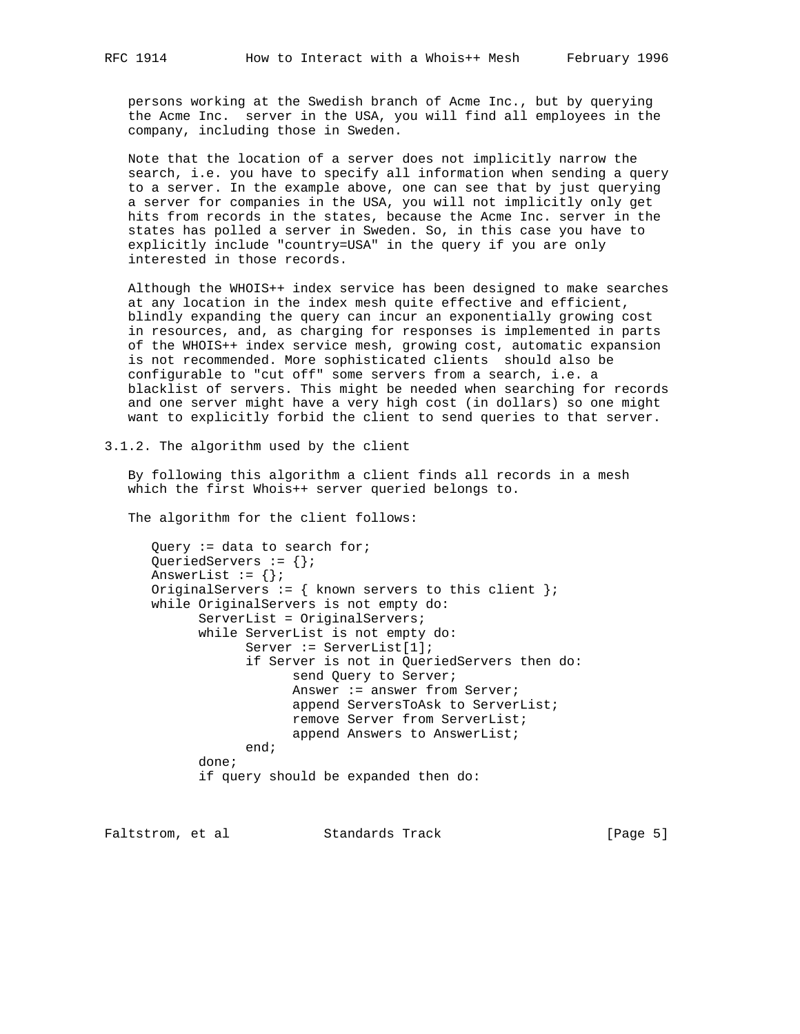persons working at the Swedish branch of Acme Inc., but by querying the Acme Inc.  server in the USA, you will find all employees in the company, including those in Sweden.

Note that the location of a server does not implicitly narrow the search, i.e. you have to specify all information when sending a query to a server. In the example above, one can see that by just querying a server for companies in the USA, you will not implicitly only get hits from records in the states, because the Acme Inc. server in the states has polled a server in Sweden. So, in this case you have to explicitly include "country=USA" in the query if you are only interested in those records.

Although the WHOIS++ index service has been designed to make searches at any location in the index mesh quite effective and efficient, blindly expanding the query can incur an exponentially growing cost in resources, and, as charging for responses is implemented in parts of the WHOIS++ index service mesh, growing cost, automatic expansion is not recommended. More sophisticated clients  should also be configurable to "cut off" some servers from a search, i.e. a blacklist of servers. This might be needed when searching for records and one server might have a very high cost (in dollars) so one might want to explicitly forbid the client to send queries to that server.

### 3.1.2. The algorithm used by the client

By following this algorithm a client finds all records in a mesh which the first Whois++ server queried belongs to.

The algorithm for the client follows:

```
Query := data to search for;
QueriedServers := {};
AnswerList := {};
OriginalServers := { known servers to this client };
while OriginalServers is not empty do:
      ServerList = OriginalServers;
      while ServerList is not empty do:
            Server := ServerList[1];
            if Server is not in QueriedServers then do:
                  send Query to Server;
                  Answer := answer from Server;
                  append ServersToAsk to ServerList;
                  remove Server from ServerList;
                  append Answers to AnswerList;
            end;
      done;
      if query should be expanded then do:
```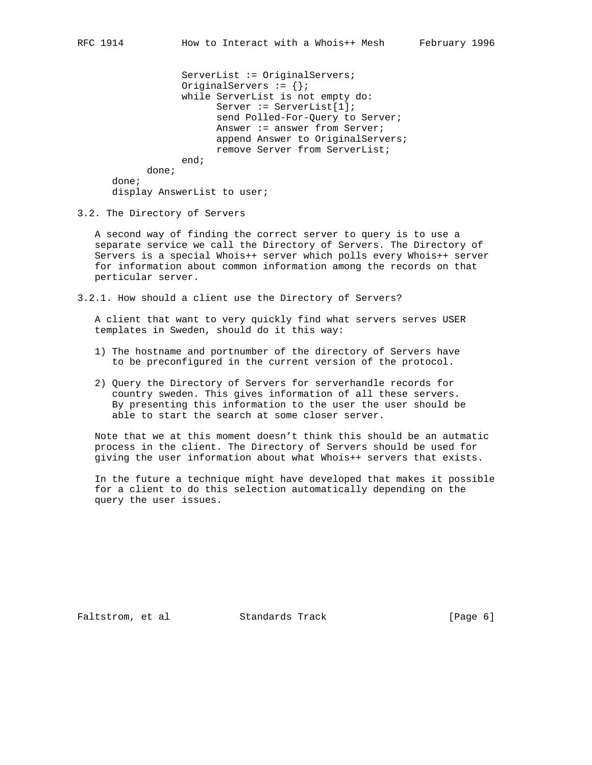```
                ServerList := OriginalServers;
                OriginalServers := {};
                while ServerList is not empty do:
                      Server := ServerList[1];
                      send Polled-For-Query to Server;
                      Answer := answer from Server;
                      append Answer to OriginalServers;
                      remove Server from ServerList;
                end;
          done;
    done;
    display AnswerList to user;
```

### 3.2. The Directory of Servers

A second way of finding the correct server to query is to use a separate service we call the Directory of Servers. The Directory of Servers is a special Whois++ server which polls every Whois++ server for information about common information among the records on that perticular server.

#### 3.2.1. How should a client use the Directory of Servers?

A client that want to very quickly find what servers serves USER templates in Sweden, should do it this way:

1) The hostname and portnumber of the directory of Servers have to be preconfigured in the current version of the protocol.

2) Query the Directory of Servers for serverhandle records for country sweden. This gives information of all these servers. By presenting this information to the user the user should be able to start the search at some closer server.

Note that we at this moment doesn't think this should be an autmatic process in the client. The Directory of Servers should be used for giving the user information about what Whois++ servers that exists.

In the future a technique might have developed that makes it possible for a client to do this selection automatically depending on the query the user issues.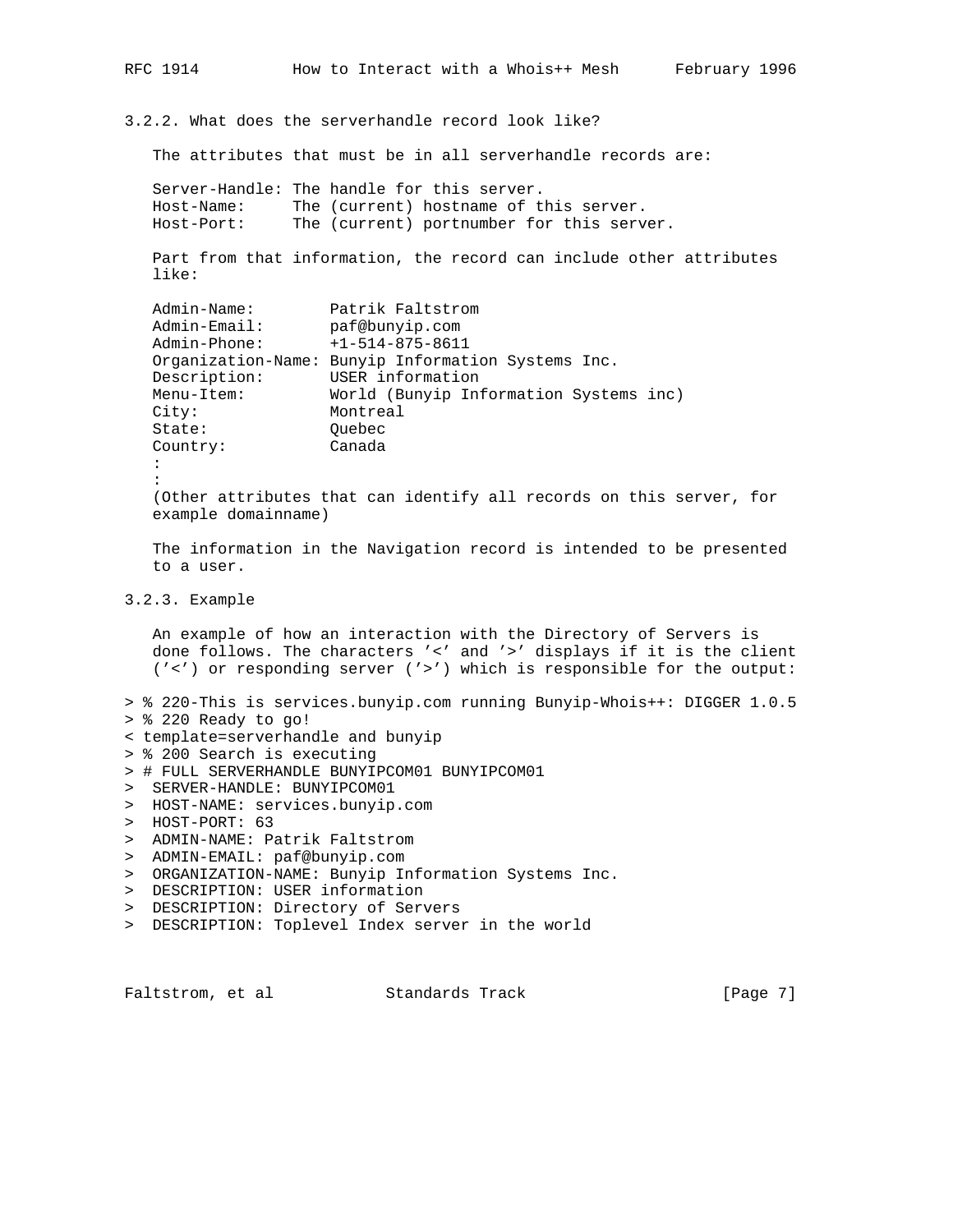### 3.2.2. What does the serverhandle record look like?

The attributes that must be in all serverhandle records are:

```
Server-Handle: The handle for this server.
Host-Name:     The (current) hostname of this server.
Host-Port:     The (current) portnumber for this server.
```

Part from that information, the record can include other attributes like:

```
Admin-Name:        Patrik Faltstrom
Admin-Email:       paf@bunyip.com
Admin-Phone:       +1-514-875-8611
Organization-Name: Bunyip Information Systems Inc.
Description:       USER information
Menu-Item:         World (Bunyip Information Systems inc)
City:              Montreal
State:             Quebec
Country:           Canada
:
:
```

(Other attributes that can identify all records on this server, for example domainname)

The information in the Navigation record is intended to be presented to a user.

### 3.2.3. Example

An example of how an interaction with the Directory of Servers is done follows. The characters '<' and '>' displays if it is the client ('<') or responding server ('>') which is responsible for the output:

```
> % 220-This is services.bunyip.com running Bunyip-Whois++: DIGGER 1.0.5
> % 220 Ready to go!
< template=serverhandle and bunyip
> % 200 Search is executing
> # FULL SERVERHANDLE BUNYIPCOM01 BUNYIPCOM01
>  SERVER-HANDLE: BUNYIPCOM01
>  HOST-NAME: services.bunyip.com
>  HOST-PORT: 63
>  ADMIN-NAME: Patrik Faltstrom
>  ADMIN-EMAIL: paf@bunyip.com
>  ORGANIZATION-NAME: Bunyip Information Systems Inc.
>  DESCRIPTION: USER information
>  DESCRIPTION: Directory of Servers
>  DESCRIPTION: Toplevel Index server in the world
```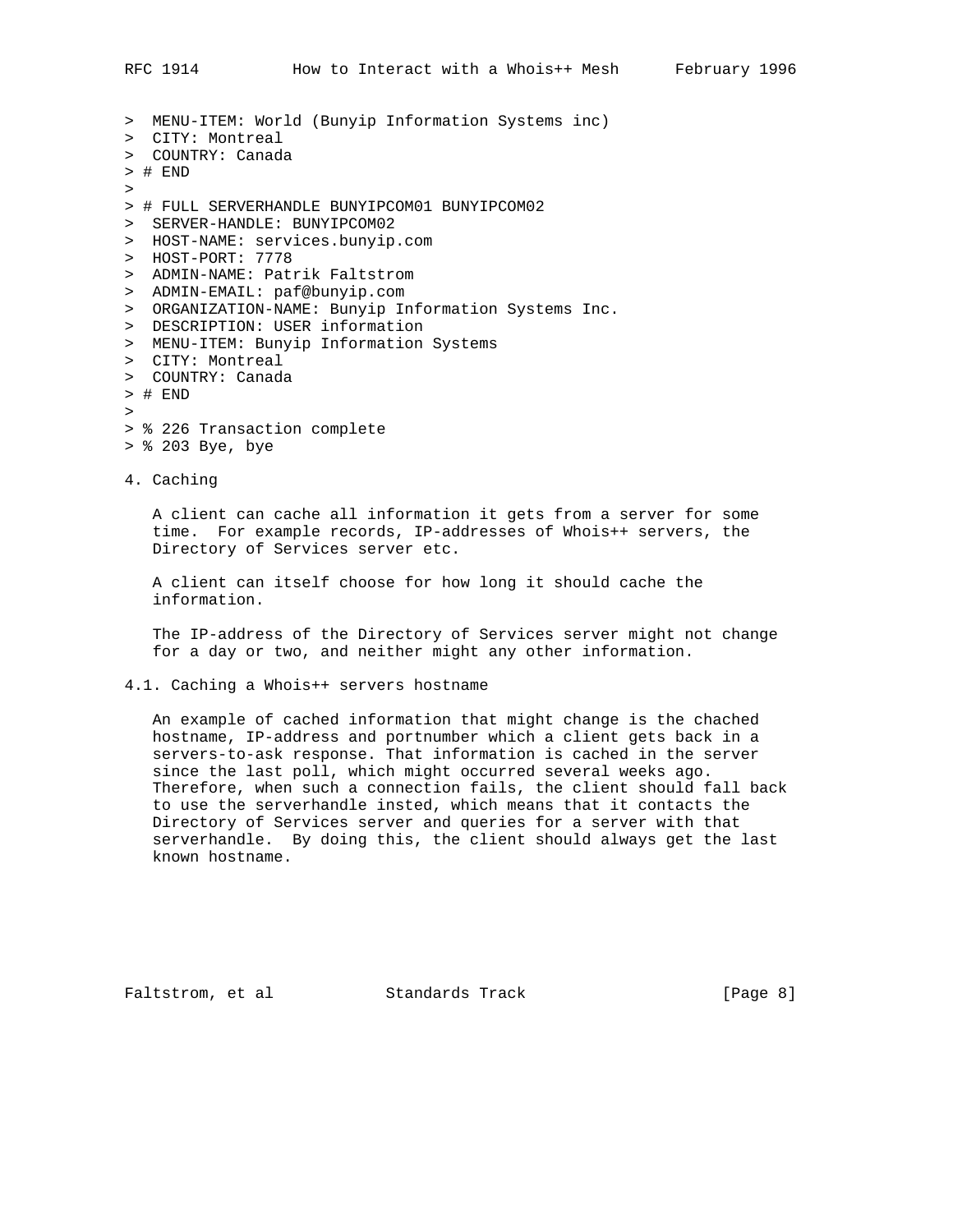```
>  MENU-ITEM: World (Bunyip Information Systems inc)
>  CITY: Montreal
>  COUNTRY: Canada
> # END
>
> # FULL SERVERHANDLE BUNYIPCOM01 BUNYIPCOM02
>  SERVER-HANDLE: BUNYIPCOM02
>  HOST-NAME: services.bunyip.com
>  HOST-PORT: 7778
>  ADMIN-NAME: Patrik Faltstrom
>  ADMIN-EMAIL: paf@bunyip.com
>  ORGANIZATION-NAME: Bunyip Information Systems Inc.
>  DESCRIPTION: USER information
>  MENU-ITEM: Bunyip Information Systems
>  CITY: Montreal
>  COUNTRY: Canada
> # END
>
> % 226 Transaction complete
> % 203 Bye, bye
```

## 4. Caching

A client can cache all information it gets from a server for some time. For example records, IP-addresses of Whois++ servers, the Directory of Services server etc.

A client can itself choose for how long it should cache the information.

The IP-address of the Directory of Services server might not change for a day or two, and neither might any other information.

### 4.1. Caching a Whois++ servers hostname

An example of cached information that might change is the chached hostname, IP-address and portnumber which a client gets back in a servers-to-ask response. That information is cached in the server since the last poll, which might occurred several weeks ago. Therefore, when such a connection fails, the client should fall back to use the serverhandle insted, which means that it contacts the Directory of Services server and queries for a server with that serverhandle. By doing this, the client should always get the last known hostname.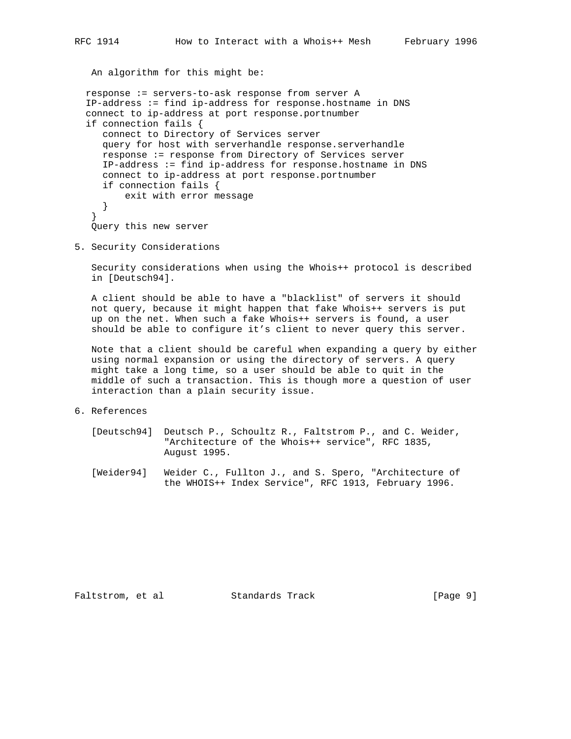An algorithm for this might be:

```
response := servers-to-ask response from server A
IP-address := find ip-address for response.hostname in DNS
connect to ip-address at port response.portnumber
if connection fails {
   connect to Directory of Services server
   query for host with serverhandle response.serverhandle
   response := response from Directory of Services server
   IP-address := find ip-address for response.hostname in DNS
   connect to ip-address at port response.portnumber
   if connection fails {
       exit with error message
   }
 }
 Query this new server
```

## 5. Security Considerations

Security considerations when using the Whois++ protocol is described in [Deutsch94].

A client should be able to have a "blacklist" of servers it should not query, because it might happen that fake Whois++ servers is put up on the net. When such a fake Whois++ servers is found, a user should be able to configure it's client to never query this server.

Note that a client should be careful when expanding a query by either using normal expansion or using the directory of servers. A query might take a long time, so a user should be able to quit in the middle of such a transaction. This is though more a question of user interaction than a plain security issue.

## 6. References

[Deutsch94] Deutsch P., Schoultz R., Faltstrom P., and C. Weider, "Architecture of the Whois++ service", RFC 1835, August 1995.

[Weider94] Weider C., Fullton J., and S. Spero, "Architecture of the WHOIS++ Index Service", RFC 1913, February 1996.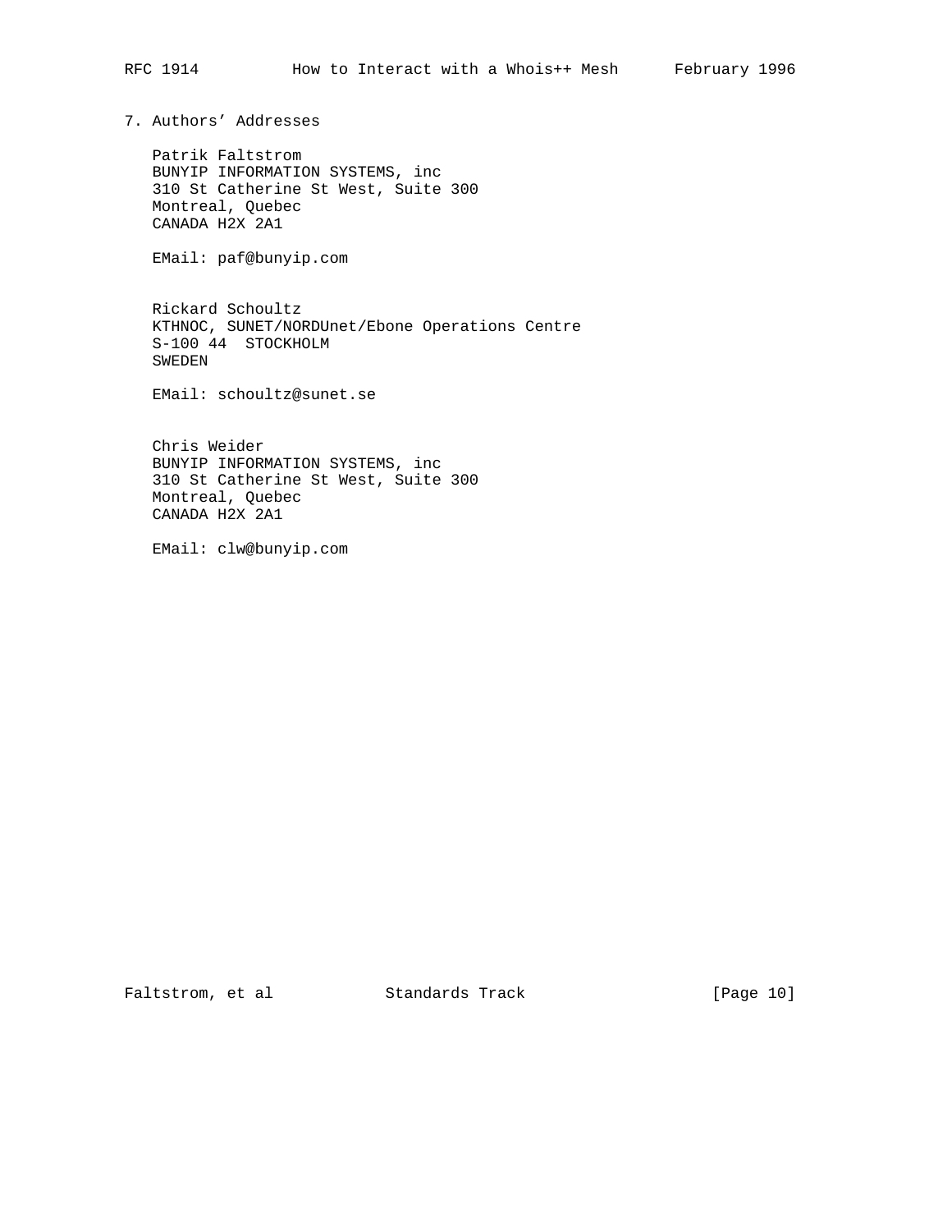## 7. Authors' Addresses

Patrik Faltstrom
BUNYIP INFORMATION SYSTEMS, inc
310 St Catherine St West, Suite 300
Montreal, Quebec
CANADA H2X 2A1

EMail: paf@bunyip.com

Rickard Schoultz
KTHNOC, SUNET/NORDUnet/Ebone Operations Centre
S-100 44 STOCKHOLM
SWEDEN

EMail: schoultz@sunet.se

Chris Weider
BUNYIP INFORMATION SYSTEMS, inc
310 St Catherine St West, Suite 300
Montreal, Quebec
CANADA H2X 2A1

EMail: clw@bunyip.com